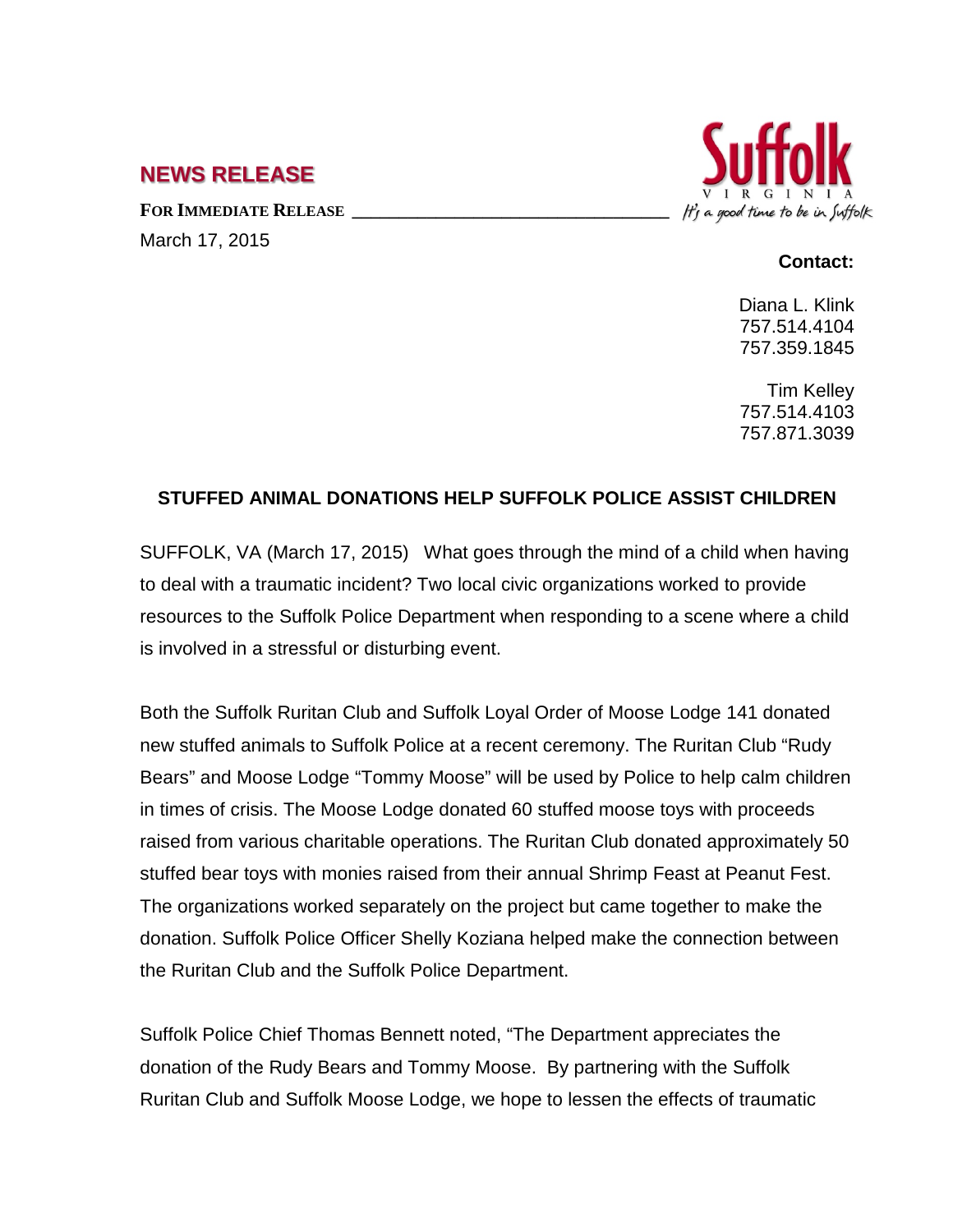## NEWS RELEASE

**FOR IMMEDIATE RELEASE**

March 17, 2015

Suffolk VIRGINIA It's a good time to be in Suffolk

**Contact:**

Diana L. Klink
757.514.4104
757.359.1845

Tim Kelley
757.514.4103
757.871.3039

### STUFFED ANIMAL DONATIONS HELP SUFFOLK POLICE ASSIST CHILDREN

SUFFOLK, VA (March 17, 2015) What goes through the mind of a child when having to deal with a traumatic incident? Two local civic organizations worked to provide resources to the Suffolk Police Department when responding to a scene where a child is involved in a stressful or disturbing event.

Both the Suffolk Ruritan Club and Suffolk Loyal Order of Moose Lodge 141 donated new stuffed animals to Suffolk Police at a recent ceremony. The Ruritan Club "Rudy Bears" and Moose Lodge "Tommy Moose" will be used by Police to help calm children in times of crisis. The Moose Lodge donated 60 stuffed moose toys with proceeds raised from various charitable operations. The Ruritan Club donated approximately 50 stuffed bear toys with monies raised from their annual Shrimp Feast at Peanut Fest. The organizations worked separately on the project but came together to make the donation. Suffolk Police Officer Shelly Koziana helped make the connection between the Ruritan Club and the Suffolk Police Department.

Suffolk Police Chief Thomas Bennett noted, "The Department appreciates the donation of the Rudy Bears and Tommy Moose. By partnering with the Suffolk Ruritan Club and Suffolk Moose Lodge, we hope to lessen the effects of traumatic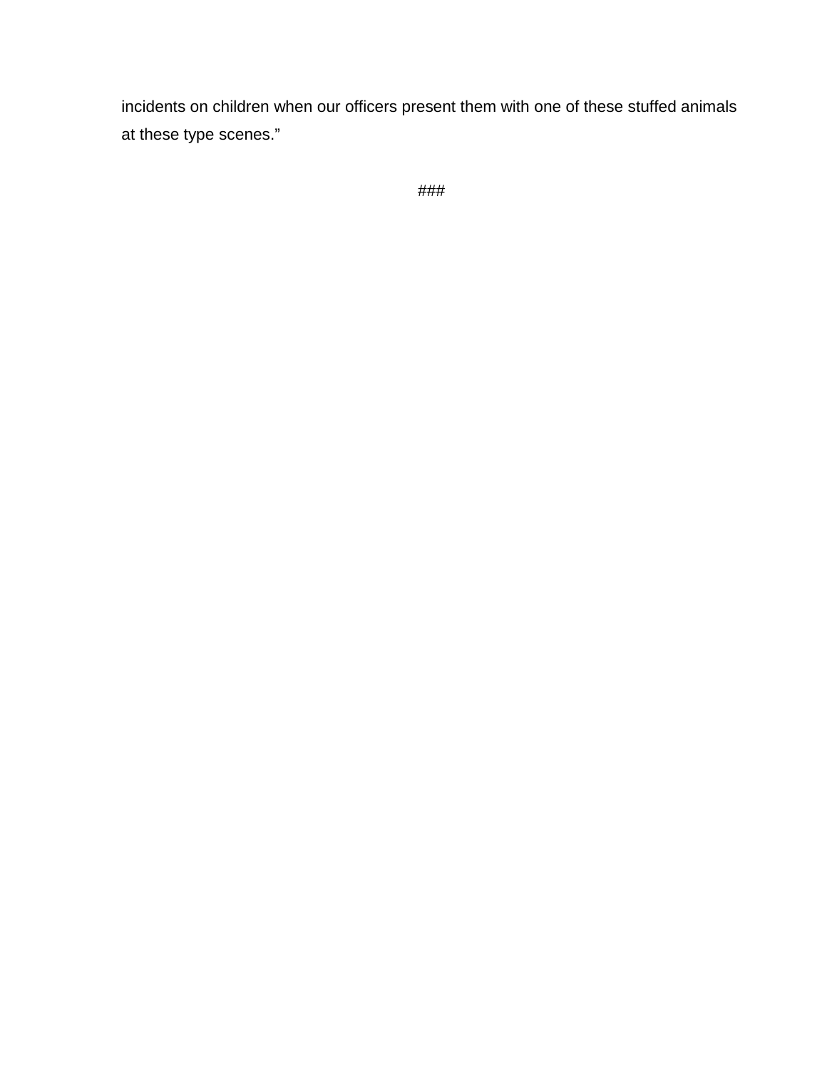incidents on children when our officers present them with one of these stuffed animals at these type scenes."

###